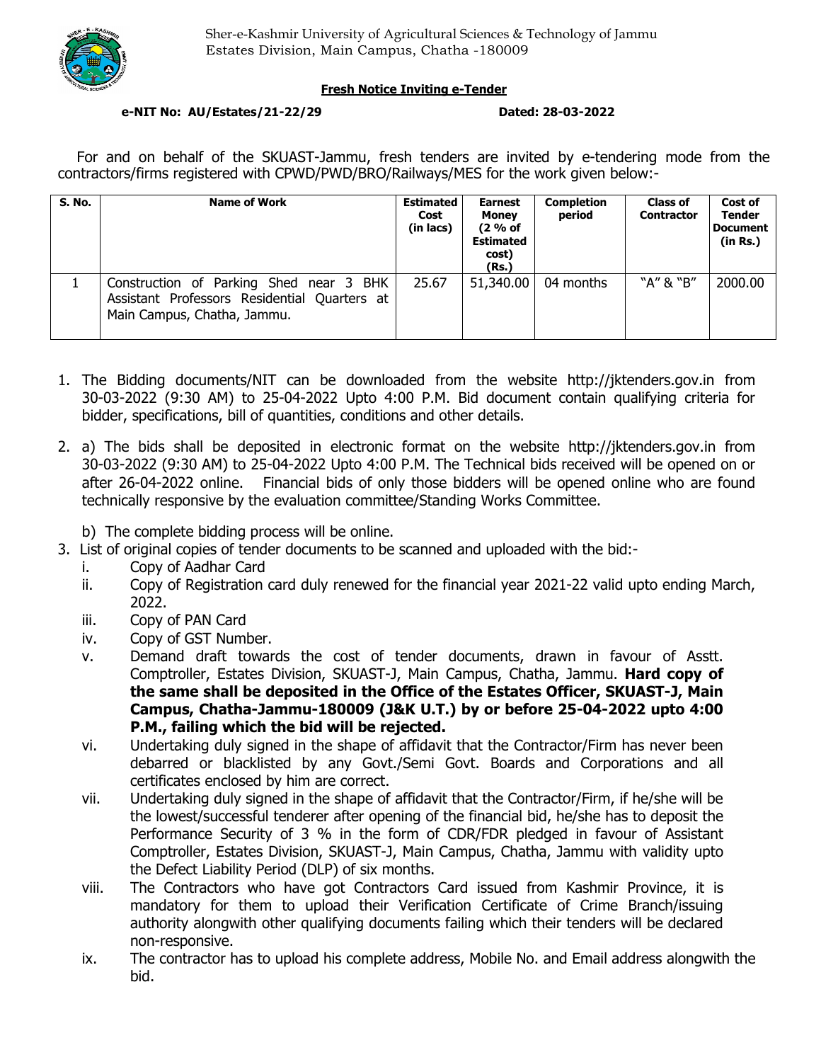Sher-e-Kashmir University of Agricultural Sciences & Technology of Jammu
Estates Division, Main Campus, Chatha -180009

**Fresh Notice Inviting e-Tender**

**e-NIT No: AU/Estates/21-22/29** **Dated: 28-03-2022**

For and on behalf of the SKUAST-Jammu, fresh tenders are invited by e-tendering mode from the contractors/firms registered with CPWD/PWD/BRO/Railways/MES for the work given below:-

| S. No. | Name of Work | Estimated Cost (in lacs) | Earnest Money (2 % of Estimated cost) (Rs.) | Completion period | Class of Contractor | Cost of Tender Document (in Rs.) |
|---|---|---|---|---|---|---|
| 1 | Construction of Parking Shed near 3 BHK Assistant Professors Residential Quarters at Main Campus, Chatha, Jammu. | 25.67 | 51,340.00 | 04 months | "A" & "B" | 2000.00 |

1. The Bidding documents/NIT can be downloaded from the website http://jktenders.gov.in from 30-03-2022 (9:30 AM) to 25-04-2022 Upto 4:00 P.M. Bid document contain qualifying criteria for bidder, specifications, bill of quantities, conditions and other details.
2. a) The bids shall be deposited in electronic format on the website http://jktenders.gov.in from 30-03-2022 (9:30 AM) to 25-04-2022 Upto 4:00 P.M. The Technical bids received will be opened on or after 26-04-2022 online. Financial bids of only those bidders will be opened online who are found technically responsive by the evaluation committee/Standing Works Committee.

   b) The complete bidding process will be online.
3. List of original copies of tender documents to be scanned and uploaded with the bid:-
   i. Copy of Aadhar Card
   ii. Copy of Registration card duly renewed for the financial year 2021-22 valid upto ending March, 2022.
   iii. Copy of PAN Card
   iv. Copy of GST Number.
   v. Demand draft towards the cost of tender documents, drawn in favour of Asstt. Comptroller, Estates Division, SKUAST-J, Main Campus, Chatha, Jammu. **Hard copy of the same shall be deposited in the Office of the Estates Officer, SKUAST-J, Main Campus, Chatha-Jammu-180009 (J&K U.T.) by or before 25-04-2022 upto 4:00 P.M., failing which the bid will be rejected.**
   vi. Undertaking duly signed in the shape of affidavit that the Contractor/Firm has never been debarred or blacklisted by any Govt./Semi Govt. Boards and Corporations and all certificates enclosed by him are correct.
   vii. Undertaking duly signed in the shape of affidavit that the Contractor/Firm, if he/she will be the lowest/successful tenderer after opening of the financial bid, he/she has to deposit the Performance Security of 3 % in the form of CDR/FDR pledged in favour of Assistant Comptroller, Estates Division, SKUAST-J, Main Campus, Chatha, Jammu with validity upto the Defect Liability Period (DLP) of six months.
   viii. The Contractors who have got Contractors Card issued from Kashmir Province, it is mandatory for them to upload their Verification Certificate of Crime Branch/issuing authority alongwith other qualifying documents failing which their tenders will be declared non-responsive.
   ix. The contractor has to upload his complete address, Mobile No. and Email address alongwith the bid.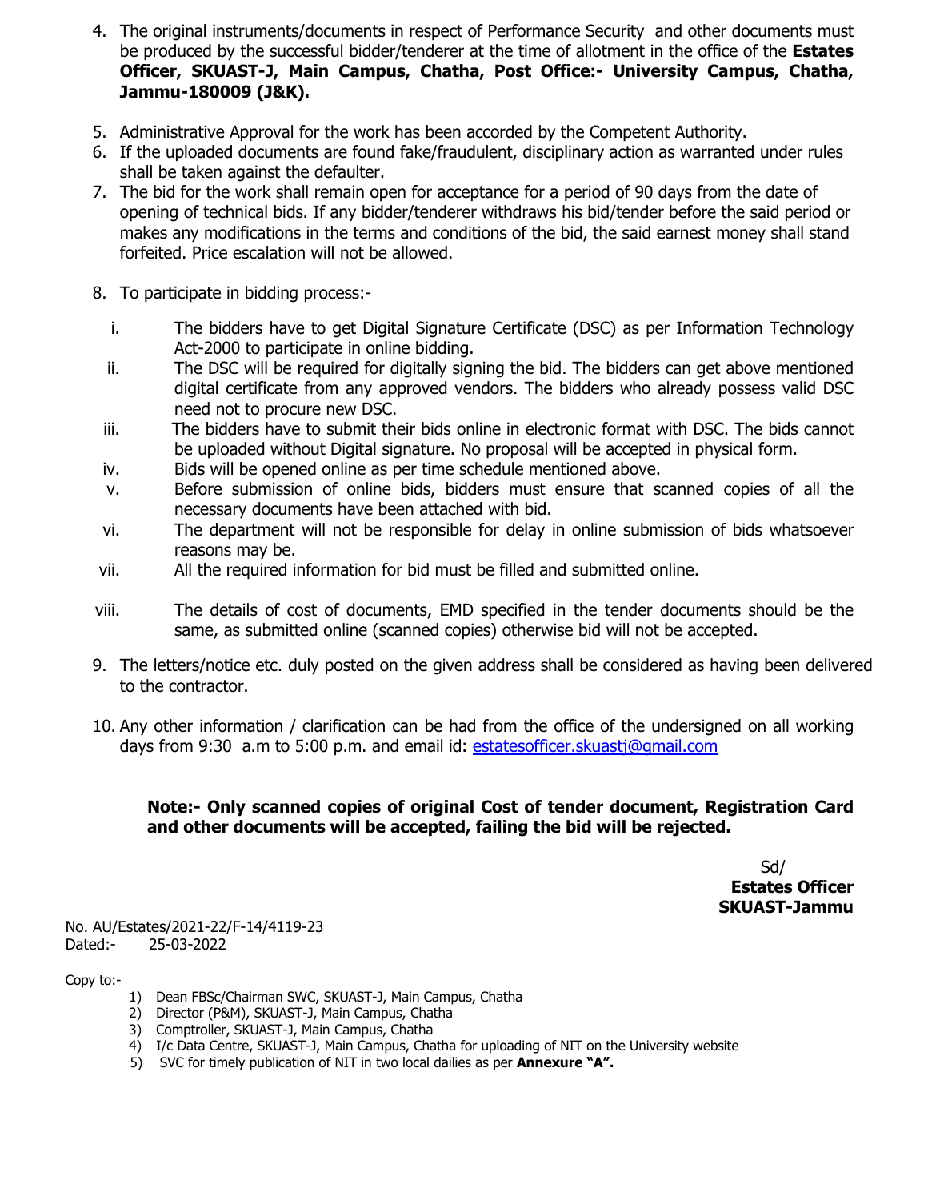4. The original instruments/documents in respect of Performance Security and other documents must be produced by the successful bidder/tenderer at the time of allotment in the office of the **Estates Officer, SKUAST-J, Main Campus, Chatha, Post Office:- University Campus, Chatha, Jammu-180009 (J&K).**

5. Administrative Approval for the work has been accorded by the Competent Authority.
6. If the uploaded documents are found fake/fraudulent, disciplinary action as warranted under rules shall be taken against the defaulter.
7. The bid for the work shall remain open for acceptance for a period of 90 days from the date of opening of technical bids. If any bidder/tenderer withdraws his bid/tender before the said period or makes any modifications in the terms and conditions of the bid, the said earnest money shall stand forfeited. Price escalation will not be allowed.

8. To participate in bidding process:-

   i. The bidders have to get Digital Signature Certificate (DSC) as per Information Technology Act-2000 to participate in online bidding.
   ii. The DSC will be required for digitally signing the bid. The bidders can get above mentioned digital certificate from any approved vendors. The bidders who already possess valid DSC need not to procure new DSC.
   iii. The bidders have to submit their bids online in electronic format with DSC. The bids cannot be uploaded without Digital signature. No proposal will be accepted in physical form.
   iv. Bids will be opened online as per time schedule mentioned above.
   v. Before submission of online bids, bidders must ensure that scanned copies of all the necessary documents have been attached with bid.
   vi. The department will not be responsible for delay in online submission of bids whatsoever reasons may be.
   vii. All the required information for bid must be filled and submitted online.
   viii. The details of cost of documents, EMD specified in the tender documents should be the same, as submitted online (scanned copies) otherwise bid will not be accepted.

9. The letters/notice etc. duly posted on the given address shall be considered as having been delivered to the contractor.

10. Any other information / clarification can be had from the office of the undersigned on all working days from 9:30 a.m to 5:00 p.m. and email id: estatesofficer.skuastj@gmail.com

**Note:- Only scanned copies of original Cost of tender document, Registration Card and other documents will be accepted, failing the bid will be rejected.**

Sd/
**Estates Officer**
**SKUAST-Jammu**

No. AU/Estates/2021-22/F-14/4119-23
Dated:- 25-03-2022

Copy to:-

1) Dean FBSc/Chairman SWC, SKUAST-J, Main Campus, Chatha
2) Director (P&M), SKUAST-J, Main Campus, Chatha
3) Comptroller, SKUAST-J, Main Campus, Chatha
4) I/c Data Centre, SKUAST-J, Main Campus, Chatha for uploading of NIT on the University website
5) SVC for timely publication of NIT in two local dailies as per **Annexure "A".**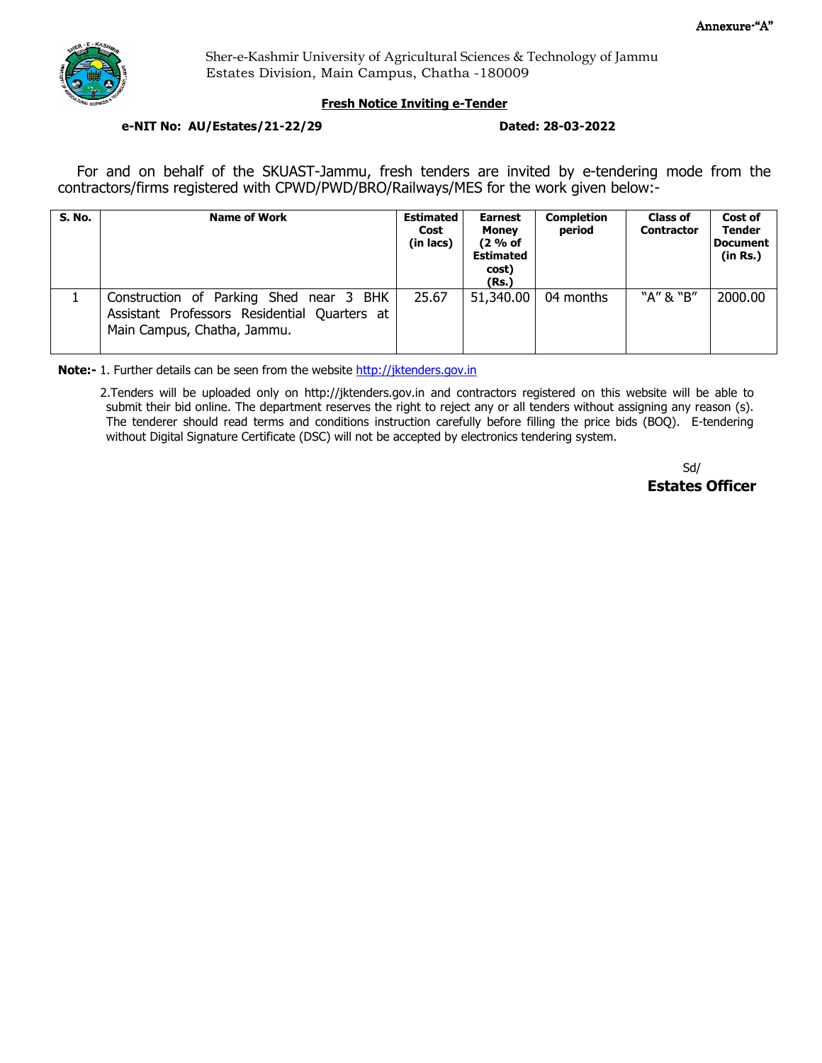Annexure-"A"

Sher-e-Kashmir University of Agricultural Sciences & Technology of Jammu
Estates Division, Main Campus, Chatha -180009

**Fresh Notice Inviting e-Tender**

**e-NIT No: AU/Estates/21-22/29** **Dated: 28-03-2022**

For and on behalf of the SKUAST-Jammu, fresh tenders are invited by e-tendering mode from the contractors/firms registered with CPWD/PWD/BRO/Railways/MES for the work given below:-

| S. No. | Name of Work | Estimated Cost (in lacs) | Earnest Money (2 % of Estimated cost) (Rs.) | Completion period | Class of Contractor | Cost of Tender Document (in Rs.) |
|---|---|---|---|---|---|---|
| 1 | Construction of Parking Shed near 3 BHK Assistant Professors Residential Quarters at Main Campus, Chatha, Jammu. | 25.67 | 51,340.00 | 04 months | "A" & "B" | 2000.00 |

**Note:-** 1. Further details can be seen from the website http://jktenders.gov.in

2. Tenders will be uploaded only on http://jktenders.gov.in and contractors registered on this website will be able to submit their bid online. The department reserves the right to reject any or all tenders without assigning any reason (s). The tenderer should read terms and conditions instruction carefully before filling the price bids (BOQ). E-tendering without Digital Signature Certificate (DSC) will not be accepted by electronics tendering system.

Sd/

**Estates Officer**